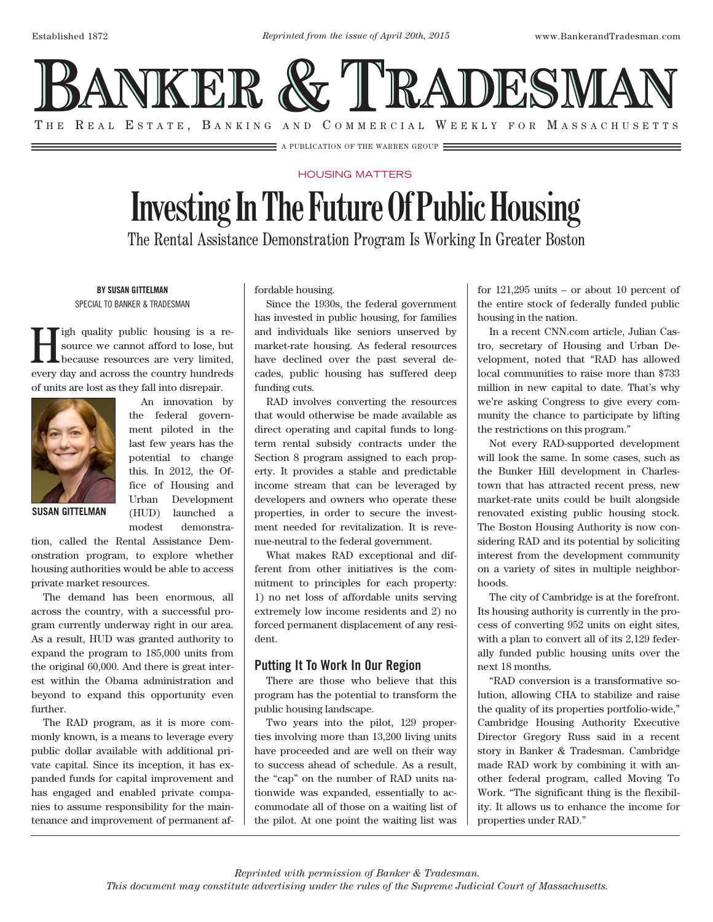HOUSING MATTERS

# Investing In The Future Of Public Housing

## The Rental Assistance Demonstration Program Is Working In Greater Boston

**BY SUSAN GITTELMAN**
SPECIAL TO BANKER & TRADESMAN

High quality public housing is a resource we cannot afford to lose, but because resources are very limited, every day and across the country hundreds of units are lost as they fall into disrepair.

**SUSAN GITTELMAN**

An innovation by the federal government piloted in the last few years has the potential to change this. In 2012, the Office of Housing and Urban Development (HUD) launched a modest demonstration, called the Rental Assistance Demonstration program, to explore whether housing authorities would be able to access private market resources.

The demand has been enormous, all across the country, with a successful program currently underway right in our area. As a result, HUD was granted authority to expand the program to 185,000 units from the original 60,000. And there is great interest within the Obama administration and beyond to expand this opportunity even further.

The RAD program, as it is more commonly known, is a means to leverage every public dollar available with additional private capital. Since its inception, it has expanded funds for capital improvement and has engaged and enabled private companies to assume responsibility for the maintenance and improvement of permanent affordable housing.

Since the 1930s, the federal government has invested in public housing, for families and individuals like seniors unserved by market-rate housing. As federal resources have declined over the past several decades, public housing has suffered deep funding cuts.

RAD involves converting the resources that would otherwise be made available as direct operating and capital funds to long-term rental subsidy contracts under the Section 8 program assigned to each property. It provides a stable and predictable income stream that can be leveraged by developers and owners who operate these properties, in order to secure the investment needed for revitalization. It is revenue-neutral to the federal government.

What makes RAD exceptional and different from other initiatives is the commitment to principles for each property: 1) no net loss of affordable units serving extremely low income residents and 2) no forced permanent displacement of any resident.

### Putting It To Work In Our Region

There are those who believe that this program has the potential to transform the public housing landscape.

Two years into the pilot, 129 properties involving more than 13,200 living units have proceeded and are well on their way to success ahead of schedule. As a result, the "cap" on the number of RAD units nationwide was expanded, essentially to accommodate all of those on a waiting list of the pilot. At one point the waiting list was for 121,295 units – or about 10 percent of the entire stock of federally funded public housing in the nation.

In a recent CNN.com article, Julian Castro, secretary of Housing and Urban Development, noted that "RAD has allowed local communities to raise more than $733 million in new capital to date. That's why we're asking Congress to give every community the chance to participate by lifting the restrictions on this program."

Not every RAD-supported development will look the same. In some cases, such as the Bunker Hill development in Charlestown that has attracted recent press, new market-rate units could be built alongside renovated existing public housing stock. The Boston Housing Authority is now considering RAD and its potential by soliciting interest from the development community on a variety of sites in multiple neighborhoods.

The city of Cambridge is at the forefront. Its housing authority is currently in the process of converting 952 units on eight sites, with a plan to convert all of its 2,129 federally funded public housing units over the next 18 months.

"RAD conversion is a transformative solution, allowing CHA to stabilize and raise the quality of its properties portfolio-wide," Cambridge Housing Authority Executive Director Gregory Russ said in a recent story in Banker & Tradesman. Cambridge made RAD work by combining it with another federal program, called Moving To Work. "The significant thing is the flexibility. It allows us to enhance the income for properties under RAD."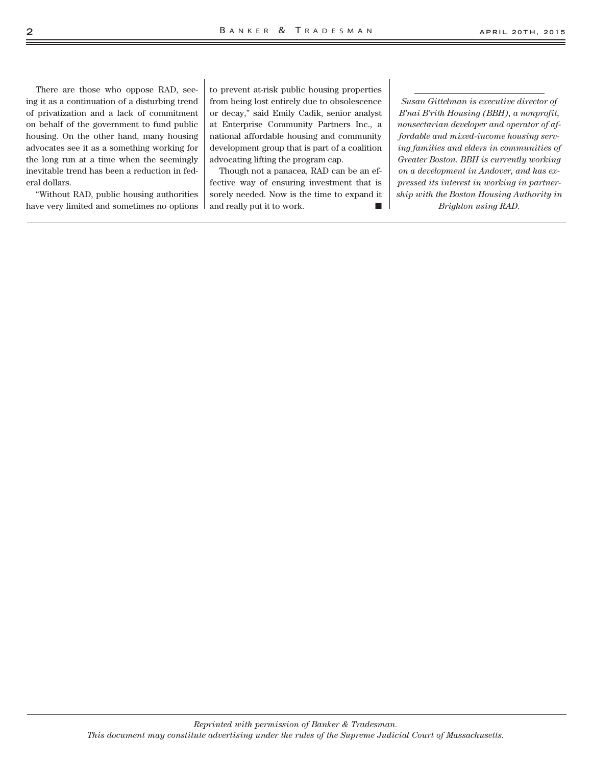There are those who oppose RAD, seeing it as a continuation of a disturbing trend of privatization and a lack of commitment on behalf of the government to fund public housing. On the other hand, many housing advocates see it as a something working for the long run at a time when the seemingly inevitable trend has been a reduction in federal dollars.

"Without RAD, public housing authorities have very limited and sometimes no options to prevent at-risk public housing properties from being lost entirely due to obsolescence or decay," said Emily Cadik, senior analyst at Enterprise Community Partners Inc., a national affordable housing and community development group that is part of a coalition advocating lifting the program cap.

Though not a panacea, RAD can be an effective way of ensuring investment that is sorely needed. Now is the time to expand it and really put it to work. ■

---

*Susan Gittelman is executive director of B'nai B'rith Housing (BBH), a nonprofit, nonsectarian developer and operator of affordable and mixed-income housing serving families and elders in communities of Greater Boston. BBH is currently working on a development in Andover, and has expressed its interest in working in partnership with the Boston Housing Authority in Brighton using RAD.*

---

*Reprinted with permission of Banker & Tradesman.*
*This document may constitute advertising under the rules of the Supreme Judicial Court of Massachusetts.*